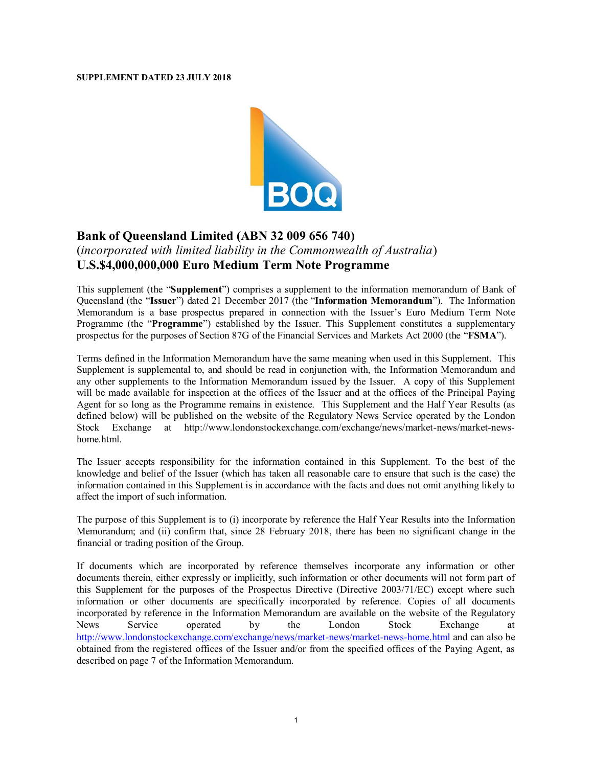**SUPPLEMENT DATED 23 JULY 2018**

# Bank of Queensland Limited (ABN 32 009 656 740)

(*incorporated with limited liability in the Commonwealth of Australia*)

## U.S.$4,000,000,000 Euro Medium Term Note Programme

This supplement (the "**Supplement**") comprises a supplement to the information memorandum of Bank of Queensland (the "**Issuer**") dated 21 December 2017 (the "**Information Memorandum**"). The Information Memorandum is a base prospectus prepared in connection with the Issuer's Euro Medium Term Note Programme (the "**Programme**") established by the Issuer. This Supplement constitutes a supplementary prospectus for the purposes of Section 87G of the Financial Services and Markets Act 2000 (the "**FSMA**").

Terms defined in the Information Memorandum have the same meaning when used in this Supplement. This Supplement is supplemental to, and should be read in conjunction with, the Information Memorandum and any other supplements to the Information Memorandum issued by the Issuer. A copy of this Supplement will be made available for inspection at the offices of the Issuer and at the offices of the Principal Paying Agent for so long as the Programme remains in existence. This Supplement and the Half Year Results (as defined below) will be published on the website of the Regulatory News Service operated by the London Stock Exchange at http://www.londonstockexchange.com/exchange/news/market-news/market-news-home.html.

The Issuer accepts responsibility for the information contained in this Supplement. To the best of the knowledge and belief of the Issuer (which has taken all reasonable care to ensure that such is the case) the information contained in this Supplement is in accordance with the facts and does not omit anything likely to affect the import of such information.

The purpose of this Supplement is to (i) incorporate by reference the Half Year Results into the Information Memorandum; and (ii) confirm that, since 28 February 2018, there has been no significant change in the financial or trading position of the Group.

If documents which are incorporated by reference themselves incorporate any information or other documents therein, either expressly or implicitly, such information or other documents will not form part of this Supplement for the purposes of the Prospectus Directive (Directive 2003/71/EC) except where such information or other documents are specifically incorporated by reference. Copies of all documents incorporated by reference in the Information Memorandum are available on the website of the Regulatory News Service operated by the London Stock Exchange at http://www.londonstockexchange.com/exchange/news/market-news/market-news-home.html and can also be obtained from the registered offices of the Issuer and/or from the specified offices of the Paying Agent, as described on page 7 of the Information Memorandum.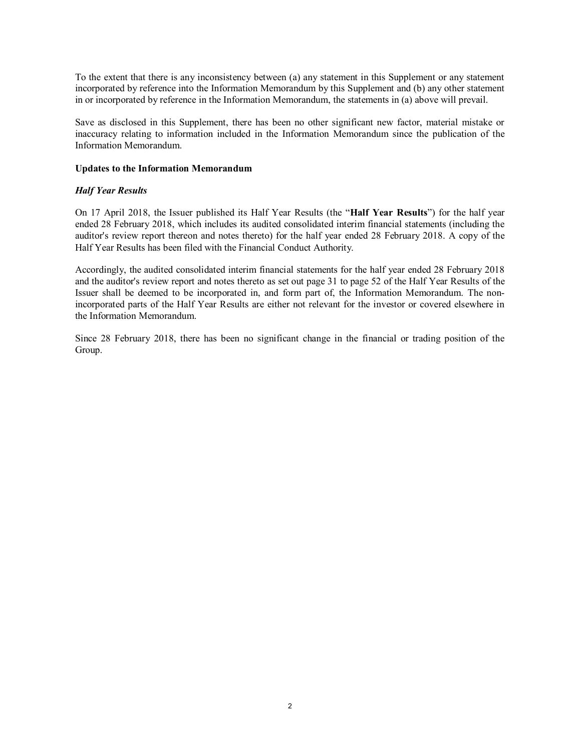To the extent that there is any inconsistency between (a) any statement in this Supplement or any statement incorporated by reference into the Information Memorandum by this Supplement and (b) any other statement in or incorporated by reference in the Information Memorandum, the statements in (a) above will prevail.

Save as disclosed in this Supplement, there has been no other significant new factor, material mistake or inaccuracy relating to information included in the Information Memorandum since the publication of the Information Memorandum.

**Updates to the Information Memorandum**

***Half Year Results***

On 17 April 2018, the Issuer published its Half Year Results (the "**Half Year Results**") for the half year ended 28 February 2018, which includes its audited consolidated interim financial statements (including the auditor's review report thereon and notes thereto) for the half year ended 28 February 2018. A copy of the Half Year Results has been filed with the Financial Conduct Authority.

Accordingly, the audited consolidated interim financial statements for the half year ended 28 February 2018 and the auditor's review report and notes thereto as set out page 31 to page 52 of the Half Year Results of the Issuer shall be deemed to be incorporated in, and form part of, the Information Memorandum. The non-incorporated parts of the Half Year Results are either not relevant for the investor or covered elsewhere in the Information Memorandum.

Since 28 February 2018, there has been no significant change in the financial or trading position of the Group.